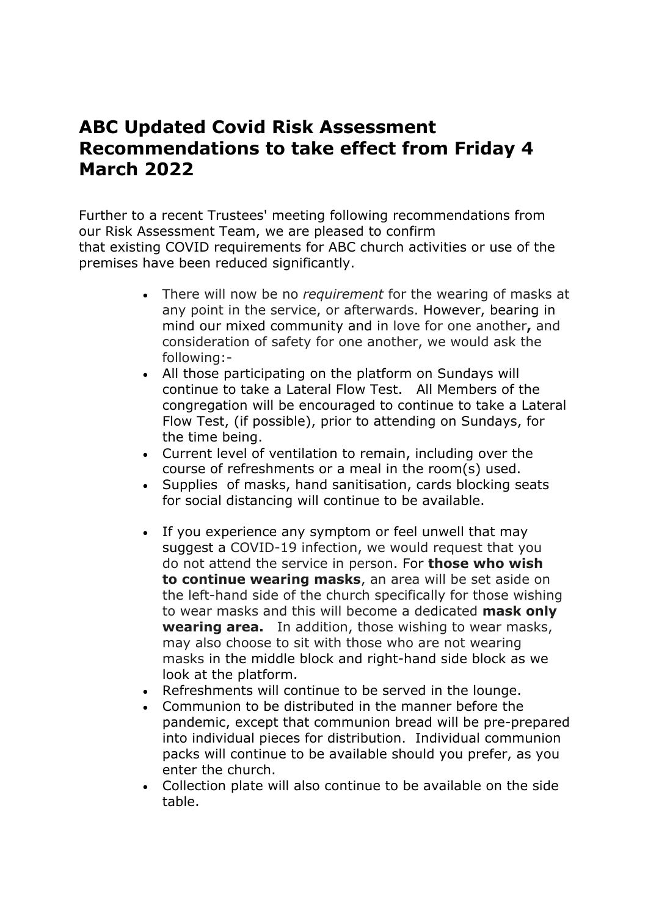# ABC Updated Covid Risk Assessment Recommendations to take effect from Friday 4 March 2022

Further to a recent Trustees' meeting following recommendations from our Risk Assessment Team, we are pleased to confirm that existing COVID requirements for ABC church activities or use of the premises have been reduced significantly.

- There will now be no *requirement* for the wearing of masks at any point in the service, or afterwards. However, bearing in mind our mixed community and in love for one another**,** and consideration of safety for one another, we would ask the following:-
- All those participating on the platform on Sundays will continue to take a Lateral Flow Test. All Members of the congregation will be encouraged to continue to take a Lateral Flow Test, (if possible), prior to attending on Sundays, for the time being.
- Current level of ventilation to remain, including over the course of refreshments or a meal in the room(s) used.
- Supplies of masks, hand sanitisation, cards blocking seats for social distancing will continue to be available.
- If you experience any symptom or feel unwell that may suggest a COVID-19 infection, we would request that you do not attend the service in person. For **those who wish to continue wearing masks**, an area will be set aside on the left-hand side of the church specifically for those wishing to wear masks and this will become a dedicated **mask only wearing area.** In addition, those wishing to wear masks, may also choose to sit with those who are not wearing masks in the middle block and right-hand side block as we look at the platform.
- Refreshments will continue to be served in the lounge.
- Communion to be distributed in the manner before the pandemic, except that communion bread will be pre-prepared into individual pieces for distribution. Individual communion packs will continue to be available should you prefer, as you enter the church.
- Collection plate will also continue to be available on the side table.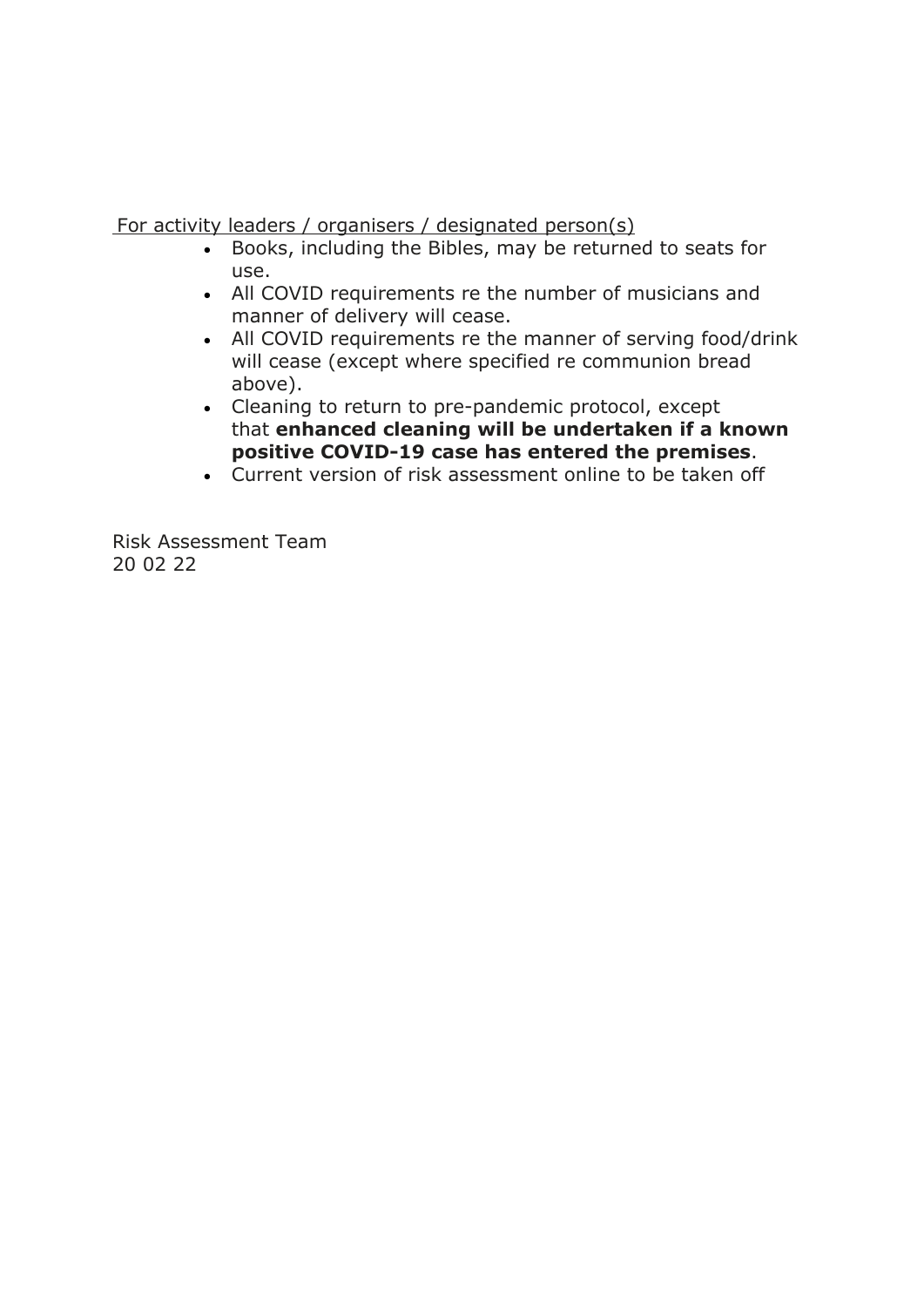<u>For activity leaders / organisers / designated person(s)</u>

- Books, including the Bibles, may be returned to seats for use.
- All COVID requirements re the number of musicians and manner of delivery will cease.
- All COVID requirements re the manner of serving food/drink will cease (except where specified re communion bread above).
- Cleaning to return to pre-pandemic protocol, except that **enhanced cleaning will be undertaken if a known positive COVID-19 case has entered the premises**.
- Current version of risk assessment online to be taken off

Risk Assessment Team
20 02 22